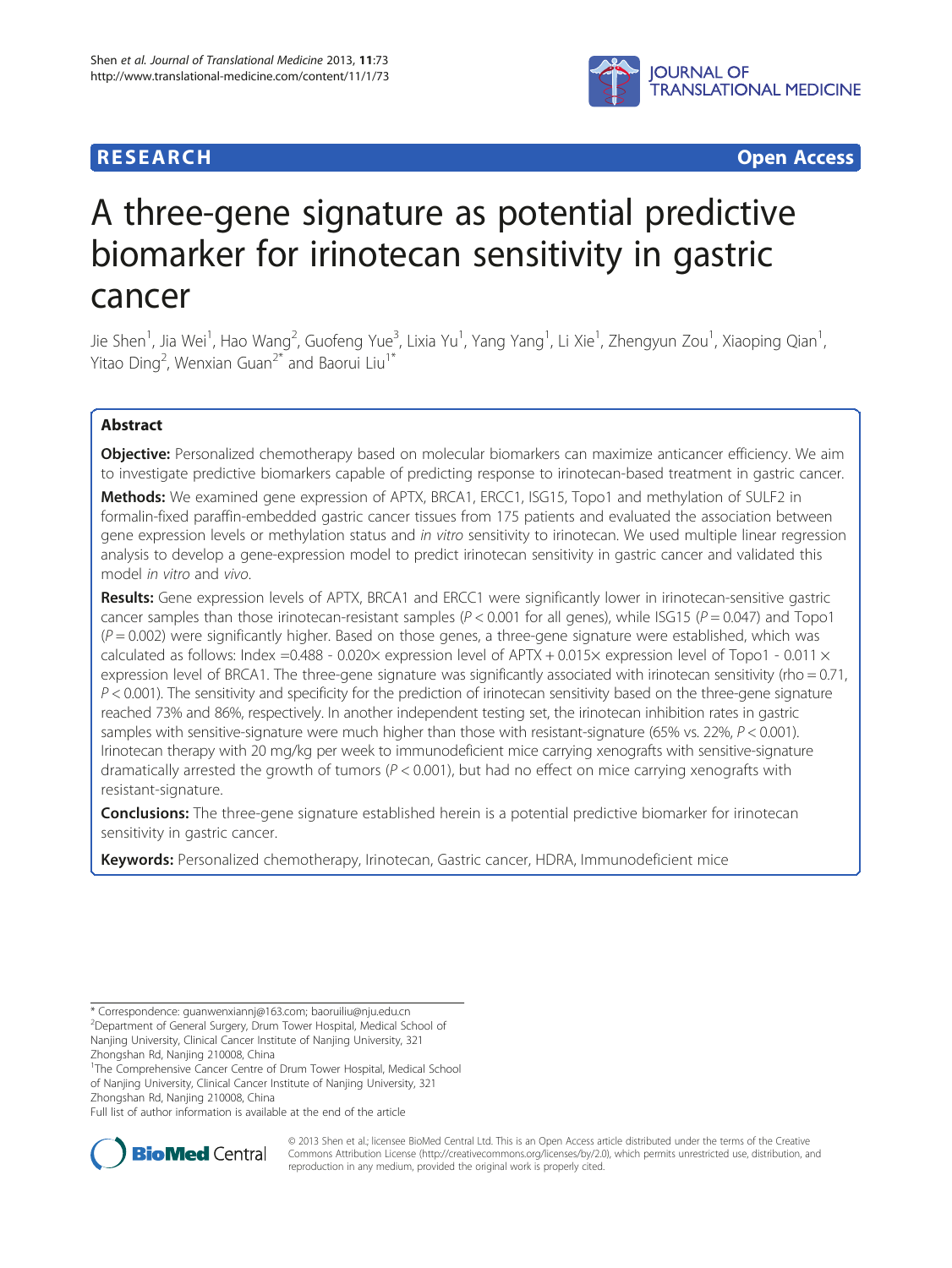**RESEARCH** **Open Access**

# A three-gene signature as potential predictive biomarker for irinotecan sensitivity in gastric cancer

Jie Shen[1], Jia Wei[1], Hao Wang[2], Guofeng Yue[3], Lixia Yu[1], Yang Yang[1], Li Xie[1], Zhengyun Zou[1], Xiaoping Qian[1], Yitao Ding[2], Wenxian Guan[2*] and Baorui Liu[1*]

## Abstract

**Objective:** Personalized chemotherapy based on molecular biomarkers can maximize anticancer efficiency. We aim to investigate predictive biomarkers capable of predicting response to irinotecan-based treatment in gastric cancer.

**Methods:** We examined gene expression of APTX, BRCA1, ERCC1, ISG15, Topo1 and methylation of SULF2 in formalin-fixed paraffin-embedded gastric cancer tissues from 175 patients and evaluated the association between gene expression levels or methylation status and *in vitro* sensitivity to irinotecan. We used multiple linear regression analysis to develop a gene-expression model to predict irinotecan sensitivity in gastric cancer and validated this model *in vitro* and *vivo*.

**Results:** Gene expression levels of APTX, BRCA1 and ERCC1 were significantly lower in irinotecan-sensitive gastric cancer samples than those irinotecan-resistant samples ($P < 0.001$ for all genes), while ISG15 ($P = 0.047$) and Topo1 ($P = 0.002$) were significantly higher. Based on those genes, a three-gene signature were established, which was calculated as follows: Index $= 0.488 - 0.020\times$ expression level of APTX $+ 0.015\times$ expression level of Topo1 $- 0.011 \times$ expression level of BRCA1. The three-gene signature was significantly associated with irinotecan sensitivity (rho = 0.71, $P < 0.001$). The sensitivity and specificity for the prediction of irinotecan sensitivity based on the three-gene signature reached 73% and 86%, respectively. In another independent testing set, the irinotecan inhibition rates in gastric samples with sensitive-signature were much higher than those with resistant-signature (65% vs. 22%, $P < 0.001$). Irinotecan therapy with 20 mg/kg per week to immunodeficient mice carrying xenografts with sensitive-signature dramatically arrested the growth of tumors ($P < 0.001$), but had no effect on mice carrying xenografts with resistant-signature.

**Conclusions:** The three-gene signature established herein is a potential predictive biomarker for irinotecan sensitivity in gastric cancer.

**Keywords:** Personalized chemotherapy, Irinotecan, Gastric cancer, HDRA, Immunodeficient mice

* Correspondence: guanwenxiannj@163.com; baoruiliu@nju.edu.cn
[2]Department of General Surgery, Drum Tower Hospital, Medical School of Nanjing University, Clinical Cancer Institute of Nanjing University, 321 Zhongshan Rd, Nanjing 210008, China
[1]The Comprehensive Cancer Centre of Drum Tower Hospital, Medical School of Nanjing University, Clinical Cancer Institute of Nanjing University, 321 Zhongshan Rd, Nanjing 210008, China
Full list of author information is available at the end of the article

© 2013 Shen et al.; licensee BioMed Central Ltd. This is an Open Access article distributed under the terms of the Creative Commons Attribution License (http://creativecommons.org/licenses/by/2.0), which permits unrestricted use, distribution, and reproduction in any medium, provided the original work is properly cited.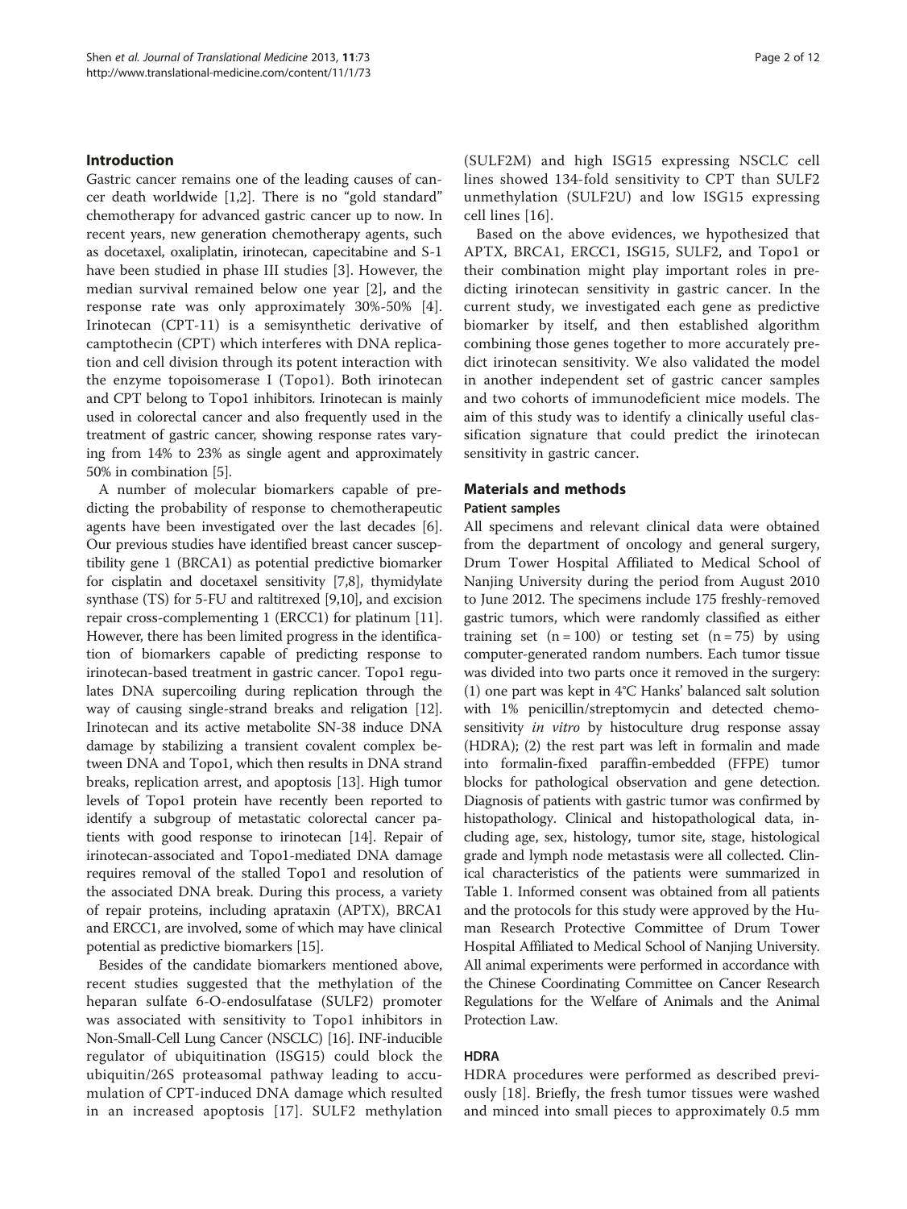## Introduction

Gastric cancer remains one of the leading causes of cancer death worldwide [1,2]. There is no "gold standard" chemotherapy for advanced gastric cancer up to now. In recent years, new generation chemotherapy agents, such as docetaxel, oxaliplatin, irinotecan, capecitabine and S-1 have been studied in phase III studies [3]. However, the median survival remained below one year [2], and the response rate was only approximately 30%-50% [4]. Irinotecan (CPT-11) is a semisynthetic derivative of camptothecin (CPT) which interferes with DNA replication and cell division through its potent interaction with the enzyme topoisomerase I (Topo1). Both irinotecan and CPT belong to Topo1 inhibitors. Irinotecan is mainly used in colorectal cancer and also frequently used in the treatment of gastric cancer, showing response rates varying from 14% to 23% as single agent and approximately 50% in combination [5].

A number of molecular biomarkers capable of predicting the probability of response to chemotherapeutic agents have been investigated over the last decades [6]. Our previous studies have identified breast cancer susceptibility gene 1 (BRCA1) as potential predictive biomarker for cisplatin and docetaxel sensitivity [7,8], thymidylate synthase (TS) for 5-FU and raltitrexed [9,10], and excision repair cross-complementing 1 (ERCC1) for platinum [11]. However, there has been limited progress in the identification of biomarkers capable of predicting response to irinotecan-based treatment in gastric cancer. Topo1 regulates DNA supercoiling during replication through the way of causing single-strand breaks and religation [12]. Irinotecan and its active metabolite SN-38 induce DNA damage by stabilizing a transient covalent complex between DNA and Topo1, which then results in DNA strand breaks, replication arrest, and apoptosis [13]. High tumor levels of Topo1 protein have recently been reported to identify a subgroup of metastatic colorectal cancer patients with good response to irinotecan [14]. Repair of irinotecan-associated and Topo1-mediated DNA damage requires removal of the stalled Topo1 and resolution of the associated DNA break. During this process, a variety of repair proteins, including aprataxin (APTX), BRCA1 and ERCC1, are involved, some of which may have clinical potential as predictive biomarkers [15].

Besides of the candidate biomarkers mentioned above, recent studies suggested that the methylation of the heparan sulfate 6-O-endosulfatase (SULF2) promoter was associated with sensitivity to Topo1 inhibitors in Non-Small-Cell Lung Cancer (NSCLC) [16]. INF-inducible regulator of ubiquitination (ISG15) could block the ubiquitin/26S proteasomal pathway leading to accumulation of CPT-induced DNA damage which resulted in an increased apoptosis [17]. SULF2 methylation (SULF2M) and high ISG15 expressing NSCLC cell lines showed 134-fold sensitivity to CPT than SULF2 unmethylation (SULF2U) and low ISG15 expressing cell lines [16].

Based on the above evidences, we hypothesized that APTX, BRCA1, ERCC1, ISG15, SULF2, and Topo1 or their combination might play important roles in predicting irinotecan sensitivity in gastric cancer. In the current study, we investigated each gene as predictive biomarker by itself, and then established algorithm combining those genes together to more accurately predict irinotecan sensitivity. We also validated the model in another independent set of gastric cancer samples and two cohorts of immunodeficient mice models. The aim of this study was to identify a clinically useful classification signature that could predict the irinotecan sensitivity in gastric cancer.

## Materials and methods

### Patient samples

All specimens and relevant clinical data were obtained from the department of oncology and general surgery, Drum Tower Hospital Affiliated to Medical School of Nanjing University during the period from August 2010 to June 2012. The specimens include 175 freshly-removed gastric tumors, which were randomly classified as either training set (n = 100) or testing set (n = 75) by using computer-generated random numbers. Each tumor tissue was divided into two parts once it removed in the surgery: (1) one part was kept in 4°C Hanks' balanced salt solution with 1% penicillin/streptomycin and detected chemosensitivity *in vitro* by histoculture drug response assay (HDRA); (2) the rest part was left in formalin and made into formalin-fixed paraffin-embedded (FFPE) tumor blocks for pathological observation and gene detection. Diagnosis of patients with gastric tumor was confirmed by histopathology. Clinical and histopathological data, including age, sex, histology, tumor site, stage, histological grade and lymph node metastasis were all collected. Clinical characteristics of the patients were summarized in Table 1. Informed consent was obtained from all patients and the protocols for this study were approved by the Human Research Protective Committee of Drum Tower Hospital Affiliated to Medical School of Nanjing University. All animal experiments were performed in accordance with the Chinese Coordinating Committee on Cancer Research Regulations for the Welfare of Animals and the Animal Protection Law.

### HDRA

HDRA procedures were performed as described previously [18]. Briefly, the fresh tumor tissues were washed and minced into small pieces to approximately 0.5 mm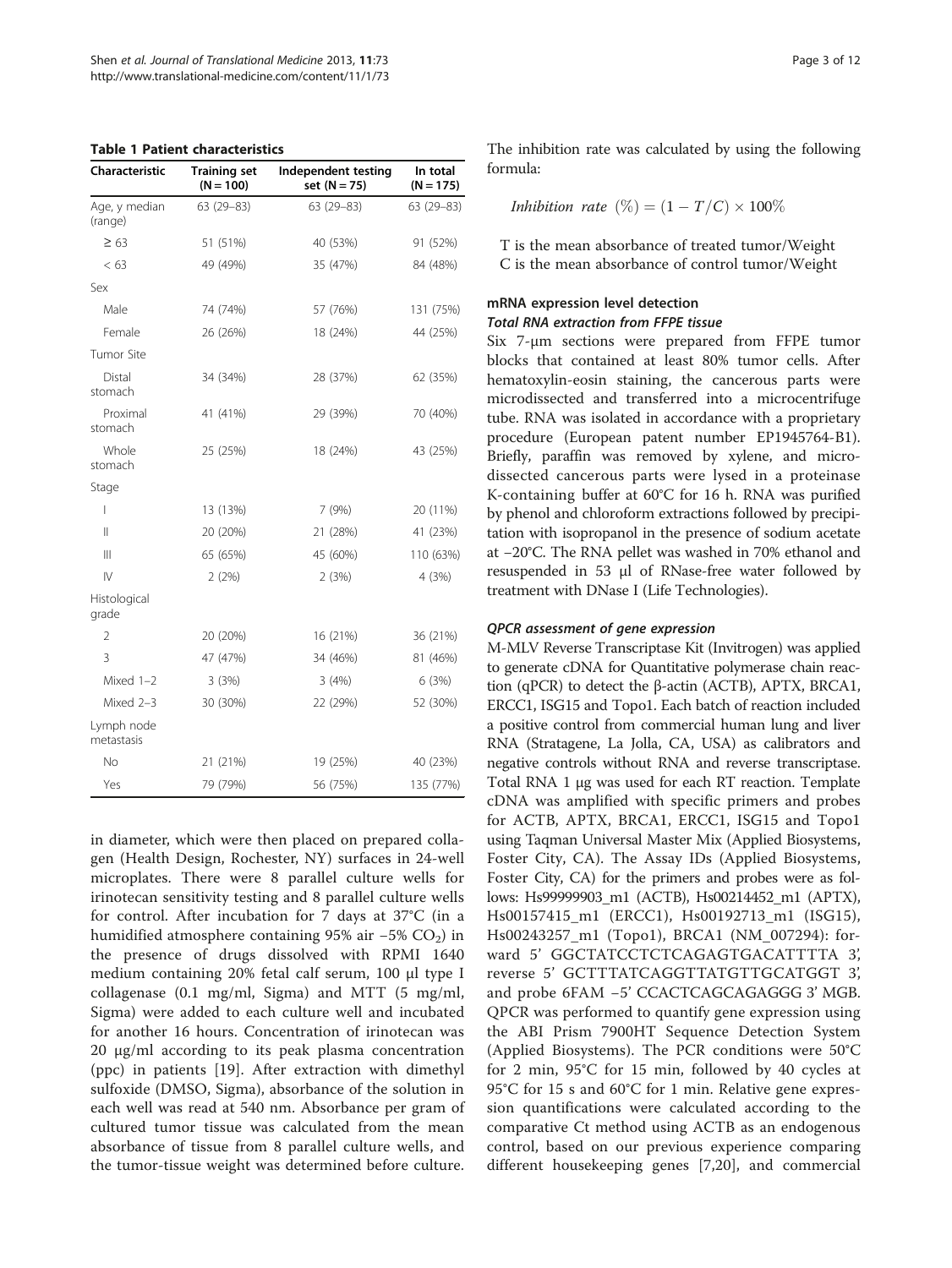**Table 1 Patient characteristics**

| Characteristic | Training set (N = 100) | Independent testing set (N = 75) | In total (N = 175) |
|---|---|---|---|
| Age, y median (range) | 63 (29–83) | 63 (29–83) | 63 (29–83) |
| ≥ 63 | 51 (51%) | 40 (53%) | 91 (52%) |
| < 63 | 49 (49%) | 35 (47%) | 84 (48%) |
| Sex | | | |
| Male | 74 (74%) | 57 (76%) | 131 (75%) |
| Female | 26 (26%) | 18 (24%) | 44 (25%) |
| Tumor Site | | | |
| Distal stomach | 34 (34%) | 28 (37%) | 62 (35%) |
| Proximal stomach | 41 (41%) | 29 (39%) | 70 (40%) |
| Whole stomach | 25 (25%) | 18 (24%) | 43 (25%) |
| Stage | | | |
| I | 13 (13%) | 7 (9%) | 20 (11%) |
| II | 20 (20%) | 21 (28%) | 41 (23%) |
| III | 65 (65%) | 45 (60%) | 110 (63%) |
| IV | 2 (2%) | 2 (3%) | 4 (3%) |
| Histological grade | | | |
| 2 | 20 (20%) | 16 (21%) | 36 (21%) |
| 3 | 47 (47%) | 34 (46%) | 81 (46%) |
| Mixed 1–2 | 3 (3%) | 3 (4%) | 6 (3%) |
| Mixed 2–3 | 30 (30%) | 22 (29%) | 52 (30%) |
| Lymph node metastasis | | | |
| No | 21 (21%) | 19 (25%) | 40 (23%) |
| Yes | 79 (79%) | 56 (75%) | 135 (77%) |

in diameter, which were then placed on prepared collagen (Health Design, Rochester, NY) surfaces in 24-well microplates. There were 8 parallel culture wells for irinotecan sensitivity testing and 8 parallel culture wells for control. After incubation for 7 days at 37°C (in a humidified atmosphere containing 95% air −5% $CO_2$) in the presence of drugs dissolved with RPMI 1640 medium containing 20% fetal calf serum, 100 μl type I collagenase (0.1 mg/ml, Sigma) and MTT (5 mg/ml, Sigma) were added to each culture well and incubated for another 16 hours. Concentration of irinotecan was 20 μg/ml according to its peak plasma concentration (ppc) in patients [19]. After extraction with dimethyl sulfoxide (DMSO, Sigma), absorbance of the solution in each well was read at 540 nm. Absorbance per gram of cultured tumor tissue was calculated from the mean absorbance of tissue from 8 parallel culture wells, and the tumor-tissue weight was determined before culture. The inhibition rate was calculated by using the following formula:

$$\textit{Inhibition rate}\ (\%) = (1 - T/C) \times 100\%$$

T is the mean absorbance of treated tumor/Weight
C is the mean absorbance of control tumor/Weight

### mRNA expression level detection

#### Total RNA extraction from FFPE tissue

Six 7-μm sections were prepared from FFPE tumor blocks that contained at least 80% tumor cells. After hematoxylin-eosin staining, the cancerous parts were microdissected and transferred into a microcentrifuge tube. RNA was isolated in accordance with a proprietary procedure (European patent number EP1945764-B1). Briefly, paraffin was removed by xylene, and microdissected cancerous parts were lysed in a proteinase K-containing buffer at 60°C for 16 h. RNA was purified by phenol and chloroform extractions followed by precipitation with isopropanol in the presence of sodium acetate at −20°C. The RNA pellet was washed in 70% ethanol and resuspended in 53 μl of RNase-free water followed by treatment with DNase I (Life Technologies).

#### QPCR assessment of gene expression

M-MLV Reverse Transcriptase Kit (Invitrogen) was applied to generate cDNA for Quantitative polymerase chain reaction (qPCR) to detect the β-actin (ACTB), APTX, BRCA1, ERCC1, ISG15 and Topo1. Each batch of reaction included a positive control from commercial human lung and liver RNA (Stratagene, La Jolla, CA, USA) as calibrators and negative controls without RNA and reverse transcriptase. Total RNA 1 μg was used for each RT reaction. Template cDNA was amplified with specific primers and probes for ACTB, APTX, BRCA1, ERCC1, ISG15 and Topo1 using Taqman Universal Master Mix (Applied Biosystems, Foster City, CA). The Assay IDs (Applied Biosystems, Foster City, CA) for the primers and probes were as follows: Hs99999903_m1 (ACTB), Hs00214452_m1 (APTX), Hs00157415_m1 (ERCC1), Hs00192713_m1 (ISG15), Hs00243257_m1 (Topo1), BRCA1 (NM_007294): forward 5' GGCTATCCTCTCAGAGTGACATTTTA 3', reverse 5' GCTTTATCAGGTTATGTTGCATGGT 3', and probe 6FAM −5' CCACTCAGCAGAGGG 3' MGB. QPCR was performed to quantify gene expression using the ABI Prism 7900HT Sequence Detection System (Applied Biosystems). The PCR conditions were 50°C for 2 min, 95°C for 15 min, followed by 40 cycles at 95°C for 15 s and 60°C for 1 min. Relative gene expression quantifications were calculated according to the comparative Ct method using ACTB as an endogenous control, based on our previous experience comparing different housekeeping genes [7,20], and commercial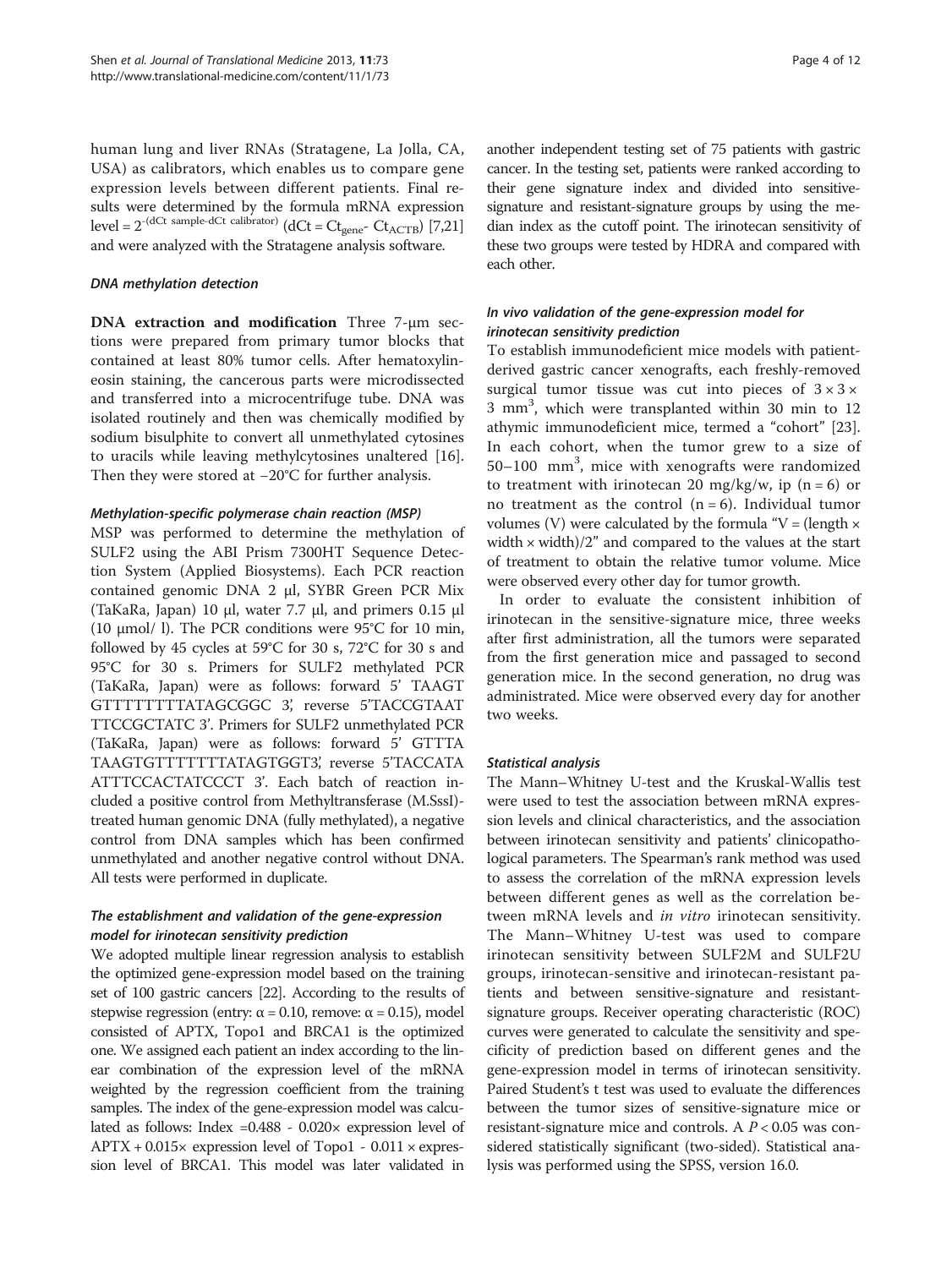human lung and liver RNAs (Stratagene, La Jolla, CA, USA) as calibrators, which enables us to compare gene expression levels between different patients. Final results were determined by the formula mRNA expression level = $2^{-(dCt\ sample - dCt\ calibrator)}$ ($dCt = Ct_{gene} - Ct_{ACTB}$) [7,21] and were analyzed with the Stratagene analysis software.

### DNA methylation detection

**DNA extraction and modification** Three 7-μm sections were prepared from primary tumor blocks that contained at least 80% tumor cells. After hematoxylin-eosin staining, the cancerous parts were microdissected and transferred into a microcentrifuge tube. DNA was isolated routinely and then was chemically modified by sodium bisulphite to convert all unmethylated cytosines to uracils while leaving methylcytosines unaltered [16]. Then they were stored at −20°C for further analysis.

#### Methylation-specific polymerase chain reaction (MSP)

MSP was performed to determine the methylation of SULF2 using the ABI Prism 7300HT Sequence Detection System (Applied Biosystems). Each PCR reaction contained genomic DNA 2 μl, SYBR Green PCR Mix (TaKaRa, Japan) 10 μl, water 7.7 μl, and primers 0.15 μl (10 μmol/ l). The PCR conditions were 95°C for 10 min, followed by 45 cycles at 59°C for 30 s, 72°C for 30 s and 95°C for 30 s. Primers for SULF2 methylated PCR (TaKaRa, Japan) were as follows: forward 5' TAAGT GTTTTTTTTATAGCGGC 3', reverse 5'TACCGTAAT TTCCGCTATC 3'. Primers for SULF2 unmethylated PCR (TaKaRa, Japan) were as follows: forward 5' GTTTA TAAGTGTTTTTTTTATAGTGGT3', reverse 5'TACCATA ATTTCCACTATCCCT 3'. Each batch of reaction included a positive control from Methyltransferase (M.SssI)-treated human genomic DNA (fully methylated), a negative control from DNA samples which has been confirmed unmethylated and another negative control without DNA. All tests were performed in duplicate.

### The establishment and validation of the gene-expression model for irinotecan sensitivity prediction

We adopted multiple linear regression analysis to establish the optimized gene-expression model based on the training set of 100 gastric cancers [22]. According to the results of stepwise regression (entry: $\alpha = 0.10$, remove: $\alpha = 0.15$), model consisted of APTX, Topo1 and BRCA1 is the optimized one. We assigned each patient an index according to the linear combination of the expression level of the mRNA weighted by the regression coefficient from the training samples. The index of the gene-expression model was calculated as follows: Index =0.488 - 0.020× expression level of APTX + 0.015× expression level of Topo1 - 0.011 × expression level of BRCA1. This model was later validated in another independent testing set of 75 patients with gastric cancer. In the testing set, patients were ranked according to their gene signature index and divided into sensitive-signature and resistant-signature groups by using the median index as the cutoff point. The irinotecan sensitivity of these two groups were tested by HDRA and compared with each other.

### In vivo validation of the gene-expression model for irinotecan sensitivity prediction

To establish immunodeficient mice models with patient-derived gastric cancer xenografts, each freshly-removed surgical tumor tissue was cut into pieces of $3 \times 3 \times 3$ mm$^3$, which were transplanted within 30 min to 12 athymic immunodeficient mice, termed a "cohort" [23]. In each cohort, when the tumor grew to a size of 50–100 mm$^3$, mice with xenografts were randomized to treatment with irinotecan 20 mg/kg/w, ip (n = 6) or no treatment as the control (n = 6). Individual tumor volumes (V) were calculated by the formula "V = (length × width × width)/2" and compared to the values at the start of treatment to obtain the relative tumor volume. Mice were observed every other day for tumor growth.

In order to evaluate the consistent inhibition of irinotecan in the sensitive-signature mice, three weeks after first administration, all the tumors were separated from the first generation mice and passaged to second generation mice. In the second generation, no drug was administrated. Mice were observed every day for another two weeks.

### Statistical analysis

The Mann–Whitney U-test and the Kruskal-Wallis test were used to test the association between mRNA expression levels and clinical characteristics, and the association between irinotecan sensitivity and patients' clinicopathological parameters. The Spearman's rank method was used to assess the correlation of the mRNA expression levels between different genes as well as the correlation between mRNA levels and *in vitro* irinotecan sensitivity. The Mann–Whitney U-test was used to compare irinotecan sensitivity between SULF2M and SULF2U groups, irinotecan-sensitive and irinotecan-resistant patients and between sensitive-signature and resistant-signature groups. Receiver operating characteristic (ROC) curves were generated to calculate the sensitivity and specificity of prediction based on different genes and the gene-expression model in terms of irinotecan sensitivity. Paired Student's t test was used to evaluate the differences between the tumor sizes of sensitive-signature mice or resistant-signature mice and controls. A $P < 0.05$ was considered statistically significant (two-sided). Statistical analysis was performed using the SPSS, version 16.0.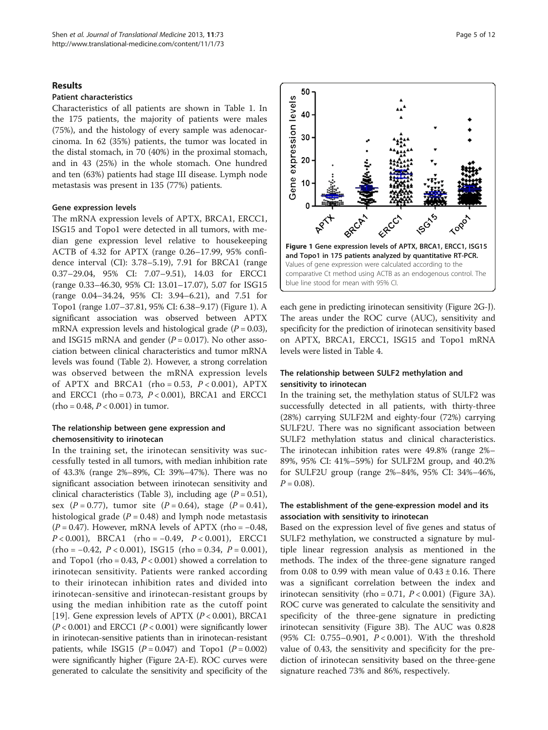## Results

### Patient characteristics

Characteristics of all patients are shown in Table 1. In the 175 patients, the majority of patients were males (75%), and the histology of every sample was adenocarcinoma. In 62 (35%) patients, the tumor was located in the distal stomach, in 70 (40%) in the proximal stomach, and in 43 (25%) in the whole stomach. One hundred and ten (63%) patients had stage III disease. Lymph node metastasis was present in 135 (77%) patients.

### Gene expression levels

The mRNA expression levels of APTX, BRCA1, ERCC1, ISG15 and Topo1 were detected in all tumors, with median gene expression level relative to housekeeping ACTB of 4.32 for APTX (range 0.26–17.99, 95% confidence interval (CI): 3.78–5.19), 7.91 for BRCA1 (range 0.37–29.04, 95% CI: 7.07–9.51), 14.03 for ERCC1 (range 0.33–46.30, 95% CI: 13.01–17.07), 5.07 for ISG15 (range 0.04–34.24, 95% CI: 3.94–6.21), and 7.51 for Topo1 (range 1.07–37.81, 95% CI: 6.38–9.17) (Figure 1). A significant association was observed between APTX mRNA expression levels and histological grade ($P = 0.03$), and ISG15 mRNA and gender ($P = 0.017$). No other association between clinical characteristics and tumor mRNA levels was found (Table 2). However, a strong correlation was observed between the mRNA expression levels of APTX and BRCA1 (rho = 0.53, $P < 0.001$), APTX and ERCC1 (rho = 0.73, $P < 0.001$), BRCA1 and ERCC1 (rho = 0.48, $P < 0.001$) in tumor.

### The relationship between gene expression and chemosensitivity to irinotecan

In the training set, the irinotecan sensitivity was successfully tested in all tumors, with median inhibition rate of 43.3% (range 2%–89%, CI: 39%–47%). There was no significant association between irinotecan sensitivity and clinical characteristics (Table 3), including age ($P = 0.51$), sex ($P = 0.77$), tumor site ($P = 0.64$), stage ($P = 0.41$), histological grade ($P = 0.48$) and lymph node metastasis ($P = 0.47$). However, mRNA levels of APTX (rho = −0.48, $P < 0.001$), BRCA1 (rho = −0.49, $P < 0.001$), ERCC1 (rho = −0.42, $P < 0.001$), ISG15 (rho = 0.34, $P = 0.001$), and Topo1 (rho = 0.43, $P < 0.001$) showed a correlation to irinotecan sensitivity. Patients were ranked according to their irinotecan inhibition rates and divided into irinotecan-sensitive and irinotecan-resistant groups by using the median inhibition rate as the cutoff point [19]. Gene expression levels of APTX ($P < 0.001$), BRCA1 ($P < 0.001$) and ERCC1 ($P < 0.001$) were significantly lower in irinotecan-sensitive patients than in irinotecan-resistant patients, while ISG15 ($P = 0.047$) and Topo1 ($P = 0.002$) were significantly higher (Figure 2A-E). ROC curves were generated to calculate the sensitivity and specificity of the each gene in predicting irinotecan sensitivity (Figure 2G-J). The areas under the ROC curve (AUC), sensitivity and specificity for the prediction of irinotecan sensitivity based on APTX, BRCA1, ERCC1, ISG15 and Topo1 mRNA levels were listed in Table 4.

**Figure 1 Gene expression levels of APTX, BRCA1, ERCC1, ISG15 and Topo1 in 175 patients analyzed by quantitative RT-PCR.** Values of gene expression were calculated according to the comparative Ct method using ACTB as an endogenous control. The blue line stood for mean with 95% CI.

### The relationship between SULF2 methylation and sensitivity to irinotecan

In the training set, the methylation status of SULF2 was successfully detected in all patients, with thirty-three (28%) carrying SULF2M and eighty-four (72%) carrying SULF2U. There was no significant association between SULF2 methylation status and clinical characteristics. The irinotecan inhibition rates were 49.8% (range 2%–89%, 95% CI: 41%–59%) for SULF2M group, and 40.2% for SULF2U group (range 2%–84%, 95% CI: 34%–46%, $P = 0.08$).

### The establishment of the gene-expression model and its association with sensitivity to irinotecan

Based on the expression level of five genes and status of SULF2 methylation, we constructed a signature by multiple linear regression analysis as mentioned in the methods. The index of the three-gene signature ranged from 0.08 to 0.99 with mean value of $0.43 \pm 0.16$. There was a significant correlation between the index and irinotecan sensitivity (rho = 0.71, $P < 0.001$) (Figure 3A). ROC curve was generated to calculate the sensitivity and specificity of the three-gene signature in predicting irinotecan sensitivity (Figure 3B). The AUC was 0.828 (95% CI: 0.755–0.901, $P < 0.001$). With the threshold value of 0.43, the sensitivity and specificity for the prediction of irinotecan sensitivity based on the three-gene signature reached 73% and 86%, respectively.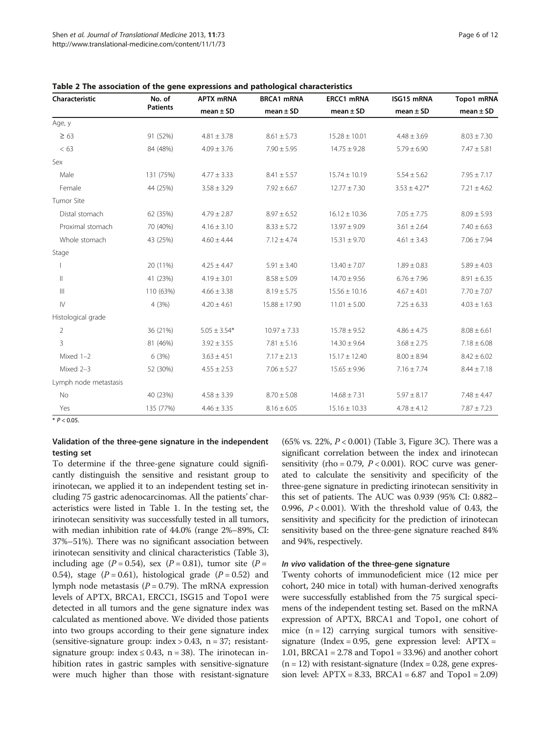**Table 2 The association of the gene expressions and pathological characteristics**

| Characteristic | No. of Patients | APTX mRNA mean ± SD | BRCA1 mRNA mean ± SD | ERCC1 mRNA mean ± SD | ISG15 mRNA mean ± SD | Topo1 mRNA mean ± SD |
|---|---|---|---|---|---|---|
| Age, y | | | | | | |
| ≥ 63 | 91 (52%) | 4.81 ± 3.78 | 8.61 ± 5.73 | 15.28 ± 10.01 | 4.48 ± 3.69 | 8.03 ± 7.30 |
| < 63 | 84 (48%) | 4.09 ± 3.76 | 7.90 ± 5.95 | 14.75 ± 9.28 | 5.79 ± 6.90 | 7.47 ± 5.81 |
| Sex | | | | | | |
| Male | 131 (75%) | 4.77 ± 3.33 | 8.41 ± 5.57 | 15.74 ± 10.19 | 5.54 ± 5.62 | 7.95 ± 7.17 |
| Female | 44 (25%) | 3.58 ± 3.29 | 7.92 ± 6.67 | 12.77 ± 7.30 | 3.53 ± 4.27* | 7.21 ± 4.62 |
| Tumor Site | | | | | | |
| Distal stomach | 62 (35%) | 4.79 ± 2.87 | 8.97 ± 6.52 | 16.12 ± 10.36 | 7.05 ± 7.75 | 8.09 ± 5.93 |
| Proximal stomach | 70 (40%) | 4.16 ± 3.10 | 8.33 ± 5.72 | 13.97 ± 9.09 | 3.61 ± 2.64 | 7.40 ± 6.63 |
| Whole stomach | 43 (25%) | 4.60 ± 4.44 | 7.12 ± 4.74 | 15.31 ± 9.70 | 4.61 ± 3.43 | 7.06 ± 7.94 |
| Stage | | | | | | |
| I | 20 (11%) | 4.25 ± 4.47 | 5.91 ± 3.40 | 13.40 ± 7.07 | 1.89 ± 0.83 | 5.89 ± 4.03 |
| II | 41 (23%) | 4.19 ± 3.01 | 8.58 ± 5.09 | 14.70 ± 9.56 | 6.76 ± 7.96 | 8.91 ± 6.35 |
| III | 110 (63%) | 4.66 ± 3.38 | 8.19 ± 5.75 | 15.56 ± 10.16 | 4.67 ± 4.01 | 7.70 ± 7.07 |
| IV | 4 (3%) | 4.20 ± 4.61 | 15.88 ± 17.90 | 11.01 ± 5.00 | 7.25 ± 6.33 | 4.03 ± 1.63 |
| Histological grade | | | | | | |
| 2 | 36 (21%) | 5.05 ± 3.54* | 10.97 ± 7.33 | 15.78 ± 9.52 | 4.86 ± 4.75 | 8.08 ± 6.61 |
| 3 | 81 (46%) | 3.92 ± 3.55 | 7.81 ± 5.16 | 14.30 ± 9.64 | 3.68 ± 2.75 | 7.18 ± 6.08 |
| Mixed 1–2 | 6 (3%) | 3.63 ± 4.51 | 7.17 ± 2.13 | 15.17 ± 12.40 | 8.00 ± 8.94 | 8.42 ± 6.02 |
| Mixed 2–3 | 52 (30%) | 4.55 ± 2.53 | 7.06 ± 5.27 | 15.65 ± 9.96 | 7.16 ± 7.74 | 8.44 ± 7.18 |
| Lymph node metastasis | | | | | | |
| No | 40 (23%) | 4.58 ± 3.39 | 8.70 ± 5.08 | 14.68 ± 7.31 | 5.97 ± 8.17 | 7.48 ± 4.47 |
| Yes | 135 (77%) | 4.46 ± 3.35 | 8.16 ± 6.05 | 15.16 ± 10.33 | 4.78 ± 4.12 | 7.87 ± 7.23 |

\* $P < 0.05$.

### Validation of the three-gene signature in the independent testing set

To determine if the three-gene signature could significantly distinguish the sensitive and resistant group to irinotecan, we applied it to an independent testing set including 75 gastric adenocarcinomas. All the patients' characteristics were listed in Table 1. In the testing set, the irinotecan sensitivity was successfully tested in all tumors, with median inhibition rate of 44.0% (range 2%–89%, CI: 37%–51%). There was no significant association between irinotecan sensitivity and clinical characteristics (Table 3), including age ($P = 0.54$), sex ($P = 0.81$), tumor site ($P = 0.54$), stage ($P = 0.61$), histological grade ($P = 0.52$) and lymph node metastasis ($P = 0.79$). The mRNA expression levels of APTX, BRCA1, ERCC1, ISG15 and Topo1 were detected in all tumors and the gene signature index was calculated as mentioned above. We divided those patients into two groups according to their gene signature index (sensitive-signature group: index > 0.43, n = 37; resistant-signature group: index ≤ 0.43, n = 38). The irinotecan inhibition rates in gastric samples with sensitive-signature were much higher than those with resistant-signature (65% vs. 22%, $P < 0.001$) (Table 3, Figure 3C). There was a significant correlation between the index and irinotecan sensitivity (rho = 0.79, $P < 0.001$). ROC curve was generated to calculate the sensitivity and specificity of the three-gene signature in predicting irinotecan sensitivity in this set of patients. The AUC was 0.939 (95% CI: 0.882–0.996, $P < 0.001$). With the threshold value of 0.43, the sensitivity and specificity for the prediction of irinotecan sensitivity based on the three-gene signature reached 84% and 94%, respectively.

### *In vivo* validation of the three-gene signature

Twenty cohorts of immunodeficient mice (12 mice per cohort, 240 mice in total) with human-derived xenografts were successfully established from the 75 surgical specimens of the independent testing set. Based on the mRNA expression of APTX, BRCA1 and Topo1, one cohort of mice (n = 12) carrying surgical tumors with sensitive-signature (Index = 0.95, gene expression level: APTX = 1.01, BRCA1 = 2.78 and Topo1 = 33.96) and another cohort (n = 12) with resistant-signature (Index = 0.28, gene expression level: APTX = 8.33, BRCA1 = 6.87 and Topo1 = 2.09)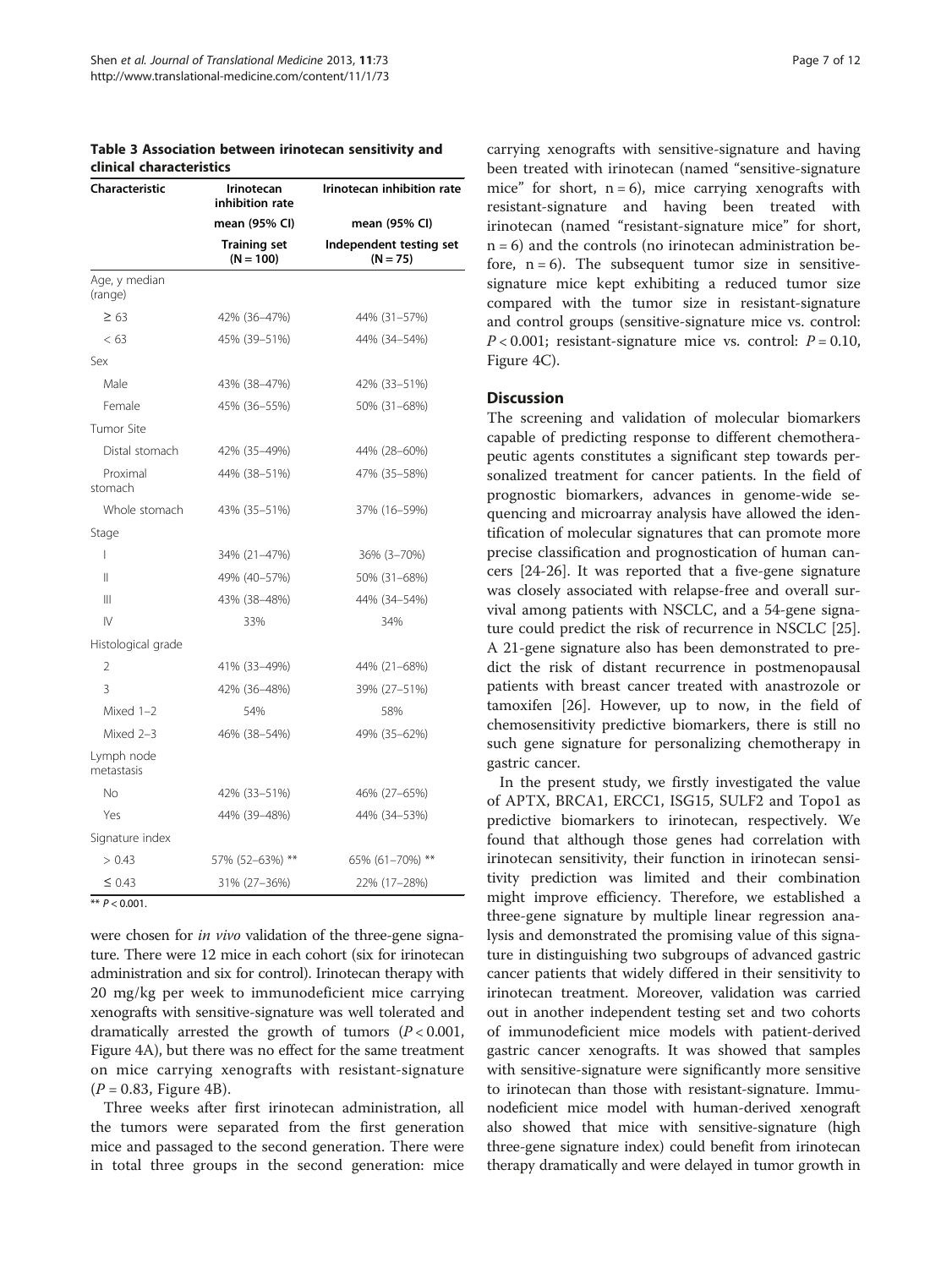**Table 3 Association between irinotecan sensitivity and clinical characteristics**

| Characteristic | Irinotecan inhibition rate | Irinotecan inhibition rate |
|---|---|---|
| | mean (95% CI) | mean (95% CI) |
| | Training set (N = 100) | Independent testing set (N = 75) |
| Age, y median (range) | | |
| ≥ 63 | 42% (36–47%) | 44% (31–57%) |
| < 63 | 45% (39–51%) | 44% (34–54%) |
| Sex | | |
| Male | 43% (38–47%) | 42% (33–51%) |
| Female | 45% (36–55%) | 50% (31–68%) |
| Tumor Site | | |
| Distal stomach | 42% (35–49%) | 44% (28–60%) |
| Proximal stomach | 44% (38–51%) | 47% (35–58%) |
| Whole stomach | 43% (35–51%) | 37% (16–59%) |
| Stage | | |
| I | 34% (21–47%) | 36% (3–70%) |
| II | 49% (40–57%) | 50% (31–68%) |
| III | 43% (38–48%) | 44% (34–54%) |
| IV | 33% | 34% |
| Histological grade | | |
| 2 | 41% (33–49%) | 44% (21–68%) |
| 3 | 42% (36–48%) | 39% (27–51%) |
| Mixed 1–2 | 54% | 58% |
| Mixed 2–3 | 46% (38–54%) | 49% (35–62%) |
| Lymph node metastasis | | |
| No | 42% (33–51%) | 46% (27–65%) |
| Yes | 44% (39–48%) | 44% (34–53%) |
| Signature index | | |
| > 0.43 | 57% (52–63%) ** | 65% (61–70%) ** |
| ≤ 0.43 | 31% (27–36%) | 22% (17–28%) |

** $P < 0.001$.

were chosen for *in vivo* validation of the three-gene signature. There were 12 mice in each cohort (six for irinotecan administration and six for control). Irinotecan therapy with 20 mg/kg per week to immunodeficient mice carrying xenografts with sensitive-signature was well tolerated and dramatically arrested the growth of tumors ($P < 0.001$, Figure 4A), but there was no effect for the same treatment on mice carrying xenografts with resistant-signature ($P = 0.83$, Figure 4B).

Three weeks after first irinotecan administration, all the tumors were separated from the first generation mice and passaged to the second generation. There were in total three groups in the second generation: mice carrying xenografts with sensitive-signature and having been treated with irinotecan (named "sensitive-signature mice" for short, n = 6), mice carrying xenografts with resistant-signature and having been treated with irinotecan (named "resistant-signature mice" for short, n = 6) and the controls (no irinotecan administration before, n = 6). The subsequent tumor size in sensitive-signature mice kept exhibiting a reduced tumor size compared with the tumor size in resistant-signature and control groups (sensitive-signature mice vs. control: $P < 0.001$; resistant-signature mice vs. control: $P = 0.10$, Figure 4C).

## Discussion

The screening and validation of molecular biomarkers capable of predicting response to different chemotherapeutic agents constitutes a significant step towards personalized treatment for cancer patients. In the field of prognostic biomarkers, advances in genome-wide sequencing and microarray analysis have allowed the identification of molecular signatures that can promote more precise classification and prognostication of human cancers [24-26]. It was reported that a five-gene signature was closely associated with relapse-free and overall survival among patients with NSCLC, and a 54-gene signature could predict the risk of recurrence in NSCLC [25]. A 21-gene signature also has been demonstrated to predict the risk of distant recurrence in postmenopausal patients with breast cancer treated with anastrozole or tamoxifen [26]. However, up to now, in the field of chemosensitivity predictive biomarkers, there is still no such gene signature for personalizing chemotherapy in gastric cancer.

In the present study, we firstly investigated the value of APTX, BRCA1, ERCC1, ISG15, SULF2 and Topo1 as predictive biomarkers to irinotecan, respectively. We found that although those genes had correlation with irinotecan sensitivity, their function in irinotecan sensitivity prediction was limited and their combination might improve efficiency. Therefore, we established a three-gene signature by multiple linear regression analysis and demonstrated the promising value of this signature in distinguishing two subgroups of advanced gastric cancer patients that widely differed in their sensitivity to irinotecan treatment. Moreover, validation was carried out in another independent testing set and two cohorts of immunodeficient mice models with patient-derived gastric cancer xenografts. It was showed that samples with sensitive-signature were significantly more sensitive to irinotecan than those with resistant-signature. Immunodeficient mice model with human-derived xenograft also showed that mice with sensitive-signature (high three-gene signature index) could benefit from irinotecan therapy dramatically and were delayed in tumor growth in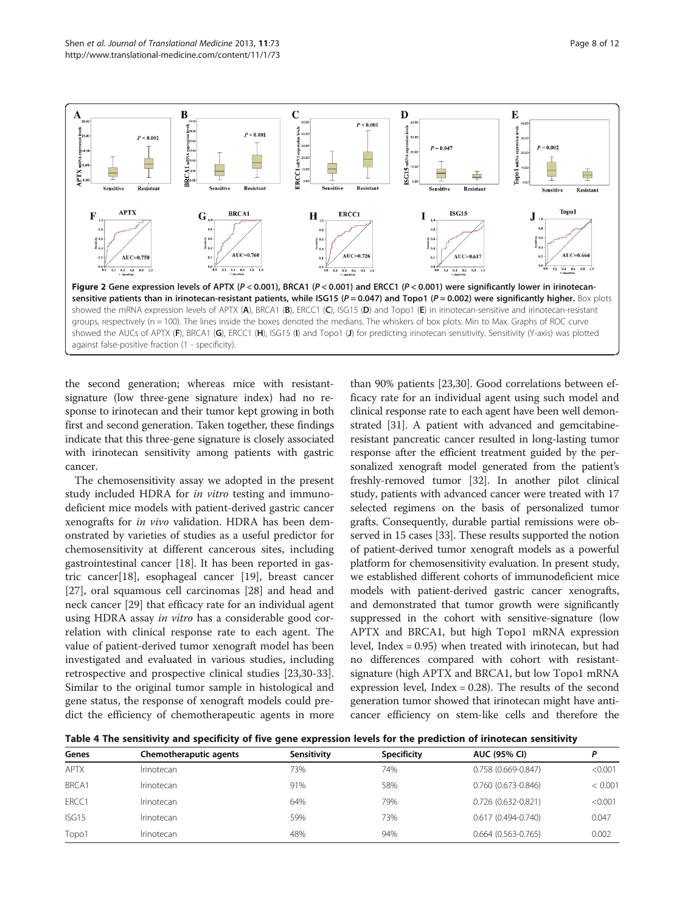**Figure 2 Gene expression levels of APTX (*P* < 0.001), BRCA1 (*P* < 0.001) and ERCC1 (*P* < 0.001) were significantly lower in irinotecan-sensitive patients than in irinotecan-resistant patients, while ISG15 (*P* = 0.047) and Topo1 (*P* = 0.002) were significantly higher.** Box plots showed the mRNA expression levels of APTX (**A**), BRCA1 (**B**), ERCC1 (**C**), ISG15 (**D**) and Topo1 (**E**) in irinotecan-sensitive and irinotecan-resistant groups, respectively (n = 100). The lines inside the boxes denoted the medians. The whiskers of box plots: Min to Max. Graphs of ROC curve showed the AUCs of APTX (**F**), BRCA1 (**G**), ERCC1 (**H**), ISG15 (**I**) and Topo1 (**J**) for predicting irinotecan sensitivity. Sensitivity (Y-axis) was plotted against false-positive fraction (1 - specificity).

the second generation; whereas mice with resistant-signature (low three-gene signature index) had no response to irinotecan and their tumor kept growing in both first and second generation. Taken together, these findings indicate that this three-gene signature is closely associated with irinotecan sensitivity among patients with gastric cancer.

The chemosensitivity assay we adopted in the present study included HDRA for *in vitro* testing and immunodeficient mice models with patient-derived gastric cancer xenografts for *in vivo* validation. HDRA has been demonstrated by varieties of studies as a useful predictor for chemosensitivity at different cancerous sites, including gastrointestinal cancer [18]. It has been reported in gastric cancer[18], esophageal cancer [19], breast cancer [27], oral squamous cell carcinomas [28] and head and neck cancer [29] that efficacy rate for an individual agent using HDRA assay *in vitro* has a considerable good correlation with clinical response rate to each agent. The value of patient-derived tumor xenograft model has been investigated and evaluated in various studies, including retrospective and prospective clinical studies [23,30-33]. Similar to the original tumor sample in histological and gene status, the response of xenograft models could predict the efficiency of chemotherapeutic agents in more than 90% patients [23,30]. Good correlations between efficacy rate for an individual agent using such model and clinical response rate to each agent have been well demonstrated [31]. A patient with advanced and gemcitabine-resistant pancreatic cancer resulted in long-lasting tumor response after the efficient treatment guided by the personalized xenograft model generated from the patient's freshly-removed tumor [32]. In another pilot clinical study, patients with advanced cancer were treated with 17 selected regimens on the basis of personalized tumor grafts. Consequently, durable partial remissions were observed in 15 cases [33]. These results supported the notion of patient-derived tumor xenograft models as a powerful platform for chemosensitivity evaluation. In present study, we established different cohorts of immunodeficient mice models with patient-derived gastric cancer xenografts, and demonstrated that tumor growth were significantly suppressed in the cohort with sensitive-signature (low APTX and BRCA1, but high Topo1 mRNA expression level, Index = 0.95) when treated with irinotecan, but had no differences compared with cohort with resistant-signature (high APTX and BRCA1, but low Topo1 mRNA expression level, Index = 0.28). The results of the second generation tumor showed that irinotecan might have anti-cancer efficiency on stem-like cells and therefore the

**Table 4 The sensitivity and specificity of five gene expression levels for the prediction of irinotecan sensitivity**

| Genes | Chemotheraputic agents | Sensitivity | Specificity | AUC (95% CI) | *P* |
|---|---|---|---|---|---|
| APTX | Irinotecan | 73% | 74% | 0.758 (0.669-0.847) | <0.001 |
| BRCA1 | Irinotecan | 91% | 58% | 0.760 (0.673-0.846) | < 0.001 |
| ERCC1 | Irinotecan | 64% | 79% | 0.726 (0.632-0.821) | <0.001 |
| ISG15 | Irinotecan | 59% | 73% | 0.617 (0.494-0.740) | 0.047 |
| Topo1 | Irinotecan | 48% | 94% | 0.664 (0.563-0.765) | 0.002 |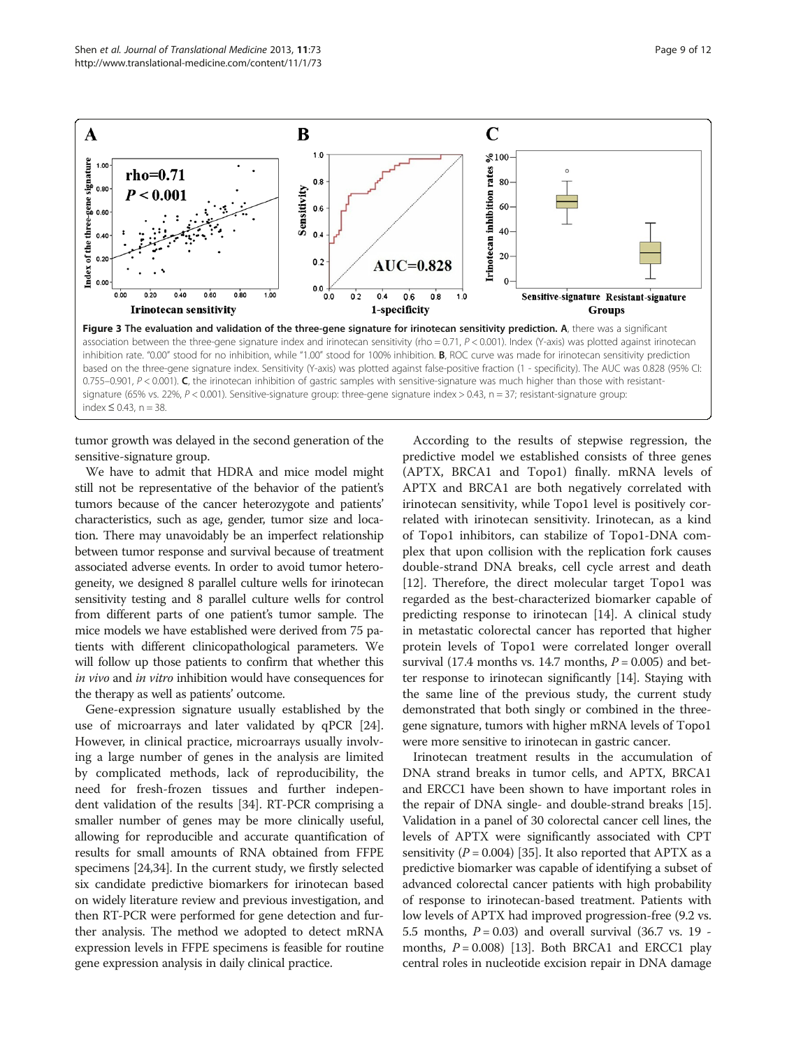**Figure 3 The evaluation and validation of the three-gene signature for irinotecan sensitivity prediction. A**, there was a significant association between the three-gene signature index and irinotecan sensitivity (rho = 0.71, $P < 0.001$). Index (Y-axis) was plotted against irinotecan inhibition rate. "0.00" stood for no inhibition, while "1.00" stood for 100% inhibition. **B**, ROC curve was made for irinotecan sensitivity prediction based on the three-gene signature index. Sensitivity (Y-axis) was plotted against false-positive fraction (1 - specificity). The AUC was 0.828 (95% CI: 0.755–0.901, $P < 0.001$). **C**, the irinotecan inhibition of gastric samples with sensitive-signature was much higher than those with resistant-signature (65% vs. 22%, $P < 0.001$). Sensitive-signature group: three-gene signature index > 0.43, n = 37; resistant-signature group: index ≤ 0.43, n = 38.

tumor growth was delayed in the second generation of the sensitive-signature group.

We have to admit that HDRA and mice model might still not be representative of the behavior of the patient's tumors because of the cancer heterozygote and patients' characteristics, such as age, gender, tumor size and location. There may unavoidably be an imperfect relationship between tumor response and survival because of treatment associated adverse events. In order to avoid tumor heterogeneity, we designed 8 parallel culture wells for irinotecan sensitivity testing and 8 parallel culture wells for control from different parts of one patient's tumor sample. The mice models we have established were derived from 75 patients with different clinicopathological parameters. We will follow up those patients to confirm that whether this *in vivo* and *in vitro* inhibition would have consequences for the therapy as well as patients' outcome.

Gene-expression signature usually established by the use of microarrays and later validated by qPCR [24]. However, in clinical practice, microarrays usually involving a large number of genes in the analysis are limited by complicated methods, lack of reproducibility, the need for fresh-frozen tissues and further independent validation of the results [34]. RT-PCR comprising a smaller number of genes may be more clinically useful, allowing for reproducible and accurate quantification of results for small amounts of RNA obtained from FFPE specimens [24,34]. In the current study, we firstly selected six candidate predictive biomarkers for irinotecan based on widely literature review and previous investigation, and then RT-PCR were performed for gene detection and further analysis. The method we adopted to detect mRNA expression levels in FFPE specimens is feasible for routine gene expression analysis in daily clinical practice.

According to the results of stepwise regression, the predictive model we established consists of three genes (APTX, BRCA1 and Topo1) finally. mRNA levels of APTX and BRCA1 are both negatively correlated with irinotecan sensitivity, while Topo1 level is positively correlated with irinotecan sensitivity. Irinotecan, as a kind of Topo1 inhibitors, can stabilize of Topo1-DNA complex that upon collision with the replication fork causes double-strand DNA breaks, cell cycle arrest and death [12]. Therefore, the direct molecular target Topo1 was regarded as the best-characterized biomarker capable of predicting response to irinotecan [14]. A clinical study in metastatic colorectal cancer has reported that higher protein levels of Topo1 were correlated longer overall survival (17.4 months vs. 14.7 months, $P = 0.005$) and better response to irinotecan significantly [14]. Staying with the same line of the previous study, the current study demonstrated that both singly or combined in the three-gene signature, tumors with higher mRNA levels of Topo1 were more sensitive to irinotecan in gastric cancer.

Irinotecan treatment results in the accumulation of DNA strand breaks in tumor cells, and APTX, BRCA1 and ERCC1 have been shown to have important roles in the repair of DNA single- and double-strand breaks [15]. Validation in a panel of 30 colorectal cancer cell lines, the levels of APTX were significantly associated with CPT sensitivity ($P = 0.004$) [35]. It also reported that APTX as a predictive biomarker was capable of identifying a subset of advanced colorectal cancer patients with high probability of response to irinotecan-based treatment. Patients with low levels of APTX had improved progression-free (9.2 vs. 5.5 months, $P = 0.03$) and overall survival (36.7 vs. 19 - months, $P = 0.008$) [13]. Both BRCA1 and ERCC1 play central roles in nucleotide excision repair in DNA damage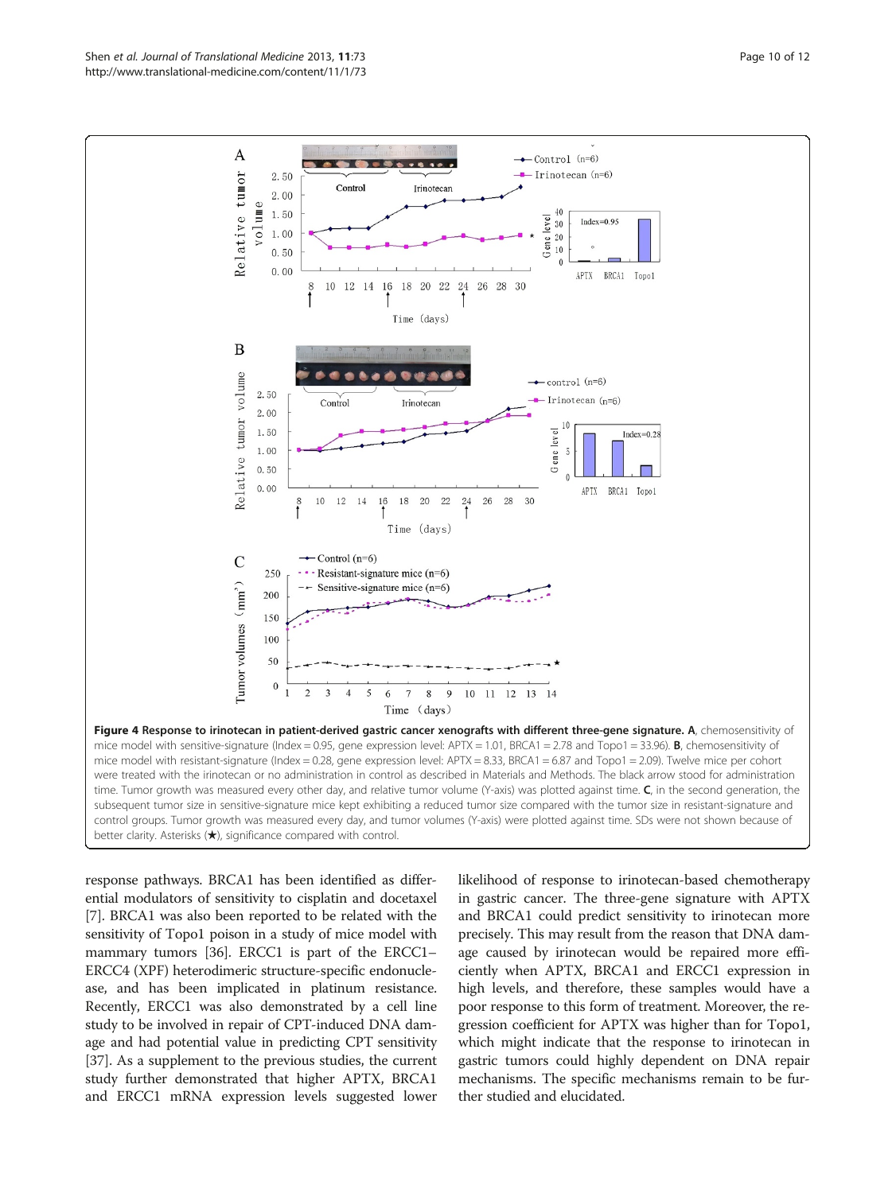**Figure 4 Response to irinotecan in patient-derived gastric cancer xenografts with different three-gene signature. A**, chemosensitivity of mice model with sensitive-signature (Index = 0.95, gene expression level: APTX = 1.01, BRCA1 = 2.78 and Topo1 = 33.96). **B**, chemosensitivity of mice model with resistant-signature (Index = 0.28, gene expression level: APTX = 8.33, BRCA1 = 6.87 and Topo1 = 2.09). Twelve mice per cohort were treated with the irinotecan or no administration in control as described in Materials and Methods. The black arrow stood for administration time. Tumor growth was measured every other day, and relative tumor volume (Y-axis) was plotted against time. **C**, in the second generation, the subsequent tumor size in sensitive-signature mice kept exhibiting a reduced tumor size compared with the tumor size in resistant-signature and control groups. Tumor growth was measured every day, and tumor volumes (Y-axis) were plotted against time. SDs were not shown because of better clarity. Asterisks (★), significance compared with control.

response pathways. BRCA1 has been identified as differential modulators of sensitivity to cisplatin and docetaxel [7]. BRCA1 was also been reported to be related with the sensitivity of Topo1 poison in a study of mice model with mammary tumors [36]. ERCC1 is part of the ERCC1–ERCC4 (XPF) heterodimeric structure-specific endonuclease, and has been implicated in platinum resistance. Recently, ERCC1 was also demonstrated by a cell line study to be involved in repair of CPT-induced DNA damage and had potential value in predicting CPT sensitivity [37]. As a supplement to the previous studies, the current study further demonstrated that higher APTX, BRCA1 and ERCC1 mRNA expression levels suggested lower likelihood of response to irinotecan-based chemotherapy in gastric cancer. The three-gene signature with APTX and BRCA1 could predict sensitivity to irinotecan more precisely. This may result from the reason that DNA damage caused by irinotecan would be repaired more efficiently when APTX, BRCA1 and ERCC1 expression in high levels, and therefore, these samples would have a poor response to this form of treatment. Moreover, the regression coefficient for APTX was higher than for Topo1, which might indicate that the response to irinotecan in gastric tumors could highly dependent on DNA repair mechanisms. The specific mechanisms remain to be further studied and elucidated.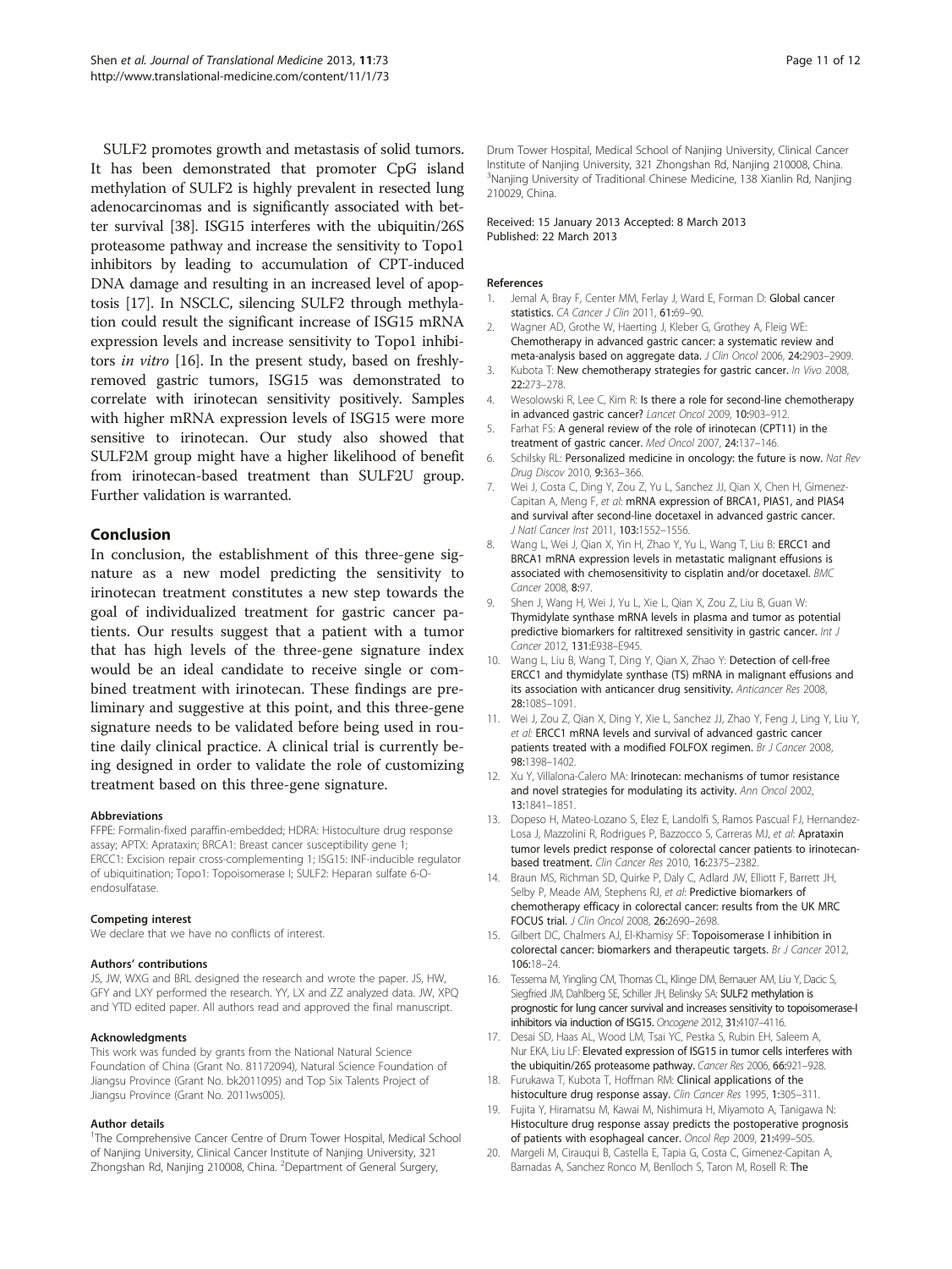SULF2 promotes growth and metastasis of solid tumors. It has been demonstrated that promoter CpG island methylation of SULF2 is highly prevalent in resected lung adenocarcinomas and is significantly associated with better survival [38]. ISG15 interferes with the ubiquitin/26S proteasome pathway and increase the sensitivity to Topo1 inhibitors by leading to accumulation of CPT-induced DNA damage and resulting in an increased level of apoptosis [17]. In NSCLC, silencing SULF2 through methylation could result the significant increase of ISG15 mRNA expression levels and increase sensitivity to Topo1 inhibitors *in vitro* [16]. In the present study, based on freshly-removed gastric tumors, ISG15 was demonstrated to correlate with irinotecan sensitivity positively. Samples with higher mRNA expression levels of ISG15 were more sensitive to irinotecan. Our study also showed that SULF2M group might have a higher likelihood of benefit from irinotecan-based treatment than SULF2U group. Further validation is warranted.

## Conclusion

In conclusion, the establishment of this three-gene signature as a new model predicting the sensitivity to irinotecan treatment constitutes a new step towards the goal of individualized treatment for gastric cancer patients. Our results suggest that a patient with a tumor that has high levels of the three-gene signature index would be an ideal candidate to receive single or combined treatment with irinotecan. These findings are preliminary and suggestive at this point, and this three-gene signature needs to be validated before being used in routine daily clinical practice. A clinical trial is currently being designed in order to validate the role of customizing treatment based on this three-gene signature.

#### Abbreviations

FFPE: Formalin-fixed paraffin-embedded; HDRA: Histoculture drug response assay; APTX: Aprataxin; BRCA1: Breast cancer susceptibility gene 1; ERCC1: Excision repair cross-complementing 1; ISG15: INF-inducible regulator of ubiquitination; Topo1: Topoisomerase I; SULF2: Heparan sulfate 6-O-endosulfatase.

#### Competing interest

We declare that we have no conflicts of interest.

#### Authors' contributions

JS, JW, WXG and BRL designed the research and wrote the paper. JS, HW, GFY and LXY performed the research. YY, LX and ZZ analyzed data. JW, XPQ and YTD edited paper. All authors read and approved the final manuscript.

#### Acknowledgments

This work was funded by grants from the National Natural Science Foundation of China (Grant No. 81172094), Natural Science Foundation of Jiangsu Province (Grant No. bk2011095) and Top Six Talents Project of Jiangsu Province (Grant No. 2011ws005).

#### Author details

[1]The Comprehensive Cancer Centre of Drum Tower Hospital, Medical School of Nanjing University, Clinical Cancer Institute of Nanjing University, 321 Zhongshan Rd, Nanjing 210008, China. [2]Department of General Surgery, Drum Tower Hospital, Medical School of Nanjing University, Clinical Cancer Institute of Nanjing University, 321 Zhongshan Rd, Nanjing 210008, China. [3]Nanjing University of Traditional Chinese Medicine, 138 Xianlin Rd, Nanjing 210029, China.

Received: 15 January 2013 Accepted: 8 March 2013
Published: 22 March 2013

#### References

1. Jemal A, Bray F, Center MM, Ferlay J, Ward E, Forman D: **Global cancer statistics.** *CA Cancer J Clin* 2011, **61:**69–90.
2. Wagner AD, Grothe W, Haerting J, Kleber G, Grothey A, Fleig WE: **Chemotherapy in advanced gastric cancer: a systematic review and meta-analysis based on aggregate data.** *J Clin Oncol* 2006, **24:**2903–2909.
3. Kubota T: **New chemotherapy strategies for gastric cancer.** *In Vivo* 2008, **22:**273–278.
4. Wesolowski R, Lee C, Kim R: **Is there a role for second-line chemotherapy in advanced gastric cancer?** *Lancet Oncol* 2009, **10:**903–912.
5. Farhat FS: **A general review of the role of irinotecan (CPT11) in the treatment of gastric cancer.** *Med Oncol* 2007, **24:**137–146.
6. Schilsky RL: **Personalized medicine in oncology: the future is now.** *Nat Rev Drug Discov* 2010, **9:**363–366.
7. Wei J, Costa C, Ding Y, Zou Z, Yu L, Sanchez JJ, Qian X, Chen H, Gimenez-Capitan A, Meng F, *et al*: **mRNA expression of BRCA1, PIAS1, and PIAS4 and survival after second-line docetaxel in advanced gastric cancer.** *J Natl Cancer Inst* 2011, **103:**1552–1556.
8. Wang L, Wei J, Qian X, Yin H, Zhao Y, Yu L, Wang T, Liu B: **ERCC1 and BRCA1 mRNA expression levels in metastatic malignant effusions is associated with chemosensitivity to cisplatin and/or docetaxel.** *BMC Cancer* 2008, **8:**97.
9. Shen J, Wang H, Wei J, Yu L, Xie L, Qian X, Zou Z, Liu B, Guan W: **Thymidylate synthase mRNA levels in plasma and tumor as potential predictive biomarkers for raltitrexed sensitivity in gastric cancer.** *Int J Cancer* 2012, **131:**E938–E945.
10. Wang L, Liu B, Wang T, Ding Y, Qian X, Zhao Y: **Detection of cell-free ERCC1 and thymidylate synthase (TS) mRNA in malignant effusions and its association with anticancer drug sensitivity.** *Anticancer Res* 2008, **28:**1085–1091.
11. Wei J, Zou Z, Qian X, Ding Y, Xie L, Sanchez JJ, Zhao Y, Feng J, Ling Y, Liu Y, *et al*: **ERCC1 mRNA levels and survival of advanced gastric cancer patients treated with a modified FOLFOX regimen.** *Br J Cancer* 2008, **98:**1398–1402.
12. Xu Y, Villalona-Calero MA: **Irinotecan: mechanisms of tumor resistance and novel strategies for modulating its activity.** *Ann Oncol* 2002, **13:**1841–1851.
13. Dopeso H, Mateo-Lozano S, Elez E, Landolfi S, Ramos Pascual FJ, Hernandez-Losa J, Mazzolini R, Rodrigues P, Bazzocco S, Carreras MJ, *et al*: **Aprataxin tumor levels predict response of colorectal cancer patients to irinotecan-based treatment.** *Clin Cancer Res* 2010, **16:**2375–2382.
14. Braun MS, Richman SD, Quirke P, Daly C, Adlard JW, Elliott F, Barrett JH, Selby P, Meade AM, Stephens RJ, *et al*: **Predictive biomarkers of chemotherapy efficacy in colorectal cancer: results from the UK MRC FOCUS trial.** *J Clin Oncol* 2008, **26:**2690–2698.
15. Gilbert DC, Chalmers AJ, El-Khamisy SF: **Topoisomerase I inhibition in colorectal cancer: biomarkers and therapeutic targets.** *Br J Cancer* 2012, **106:**18–24.
16. Tessema M, Yingling CM, Thomas CL, Klinge DM, Bernauer AM, Liu Y, Dacic S, Siegfried JM, Dahlberg SE, Schiller JH, Belinsky SA: **SULF2 methylation is prognostic for lung cancer survival and increases sensitivity to topoisomerase-I inhibitors via induction of ISG15.** *Oncogene* 2012, **31:**4107–4116.
17. Desai SD, Haas AL, Wood LM, Tsai YC, Pestka S, Rubin EH, Saleem A, Nur EKA, Liu LF: **Elevated expression of ISG15 in tumor cells interferes with the ubiquitin/26S proteasome pathway.** *Cancer Res* 2006, **66:**921–928.
18. Furukawa T, Kubota T, Hoffman RM: **Clinical applications of the histoculture drug response assay.** *Clin Cancer Res* 1995, **1:**305–311.
19. Fujita Y, Hiramatsu M, Kawai M, Nishimura H, Miyamoto A, Tanigawa N: **Histoculture drug response assay predicts the postoperative prognosis of patients with esophageal cancer.** *Oncol Rep* 2009, **21:**499–505.
20. Margeli M, Cirauqui B, Castella E, Tapia G, Costa C, Gimenez-Capitan A, Barnadas A, Sanchez Ronco M, Benlloch S, Taron M, Rosell R: **The**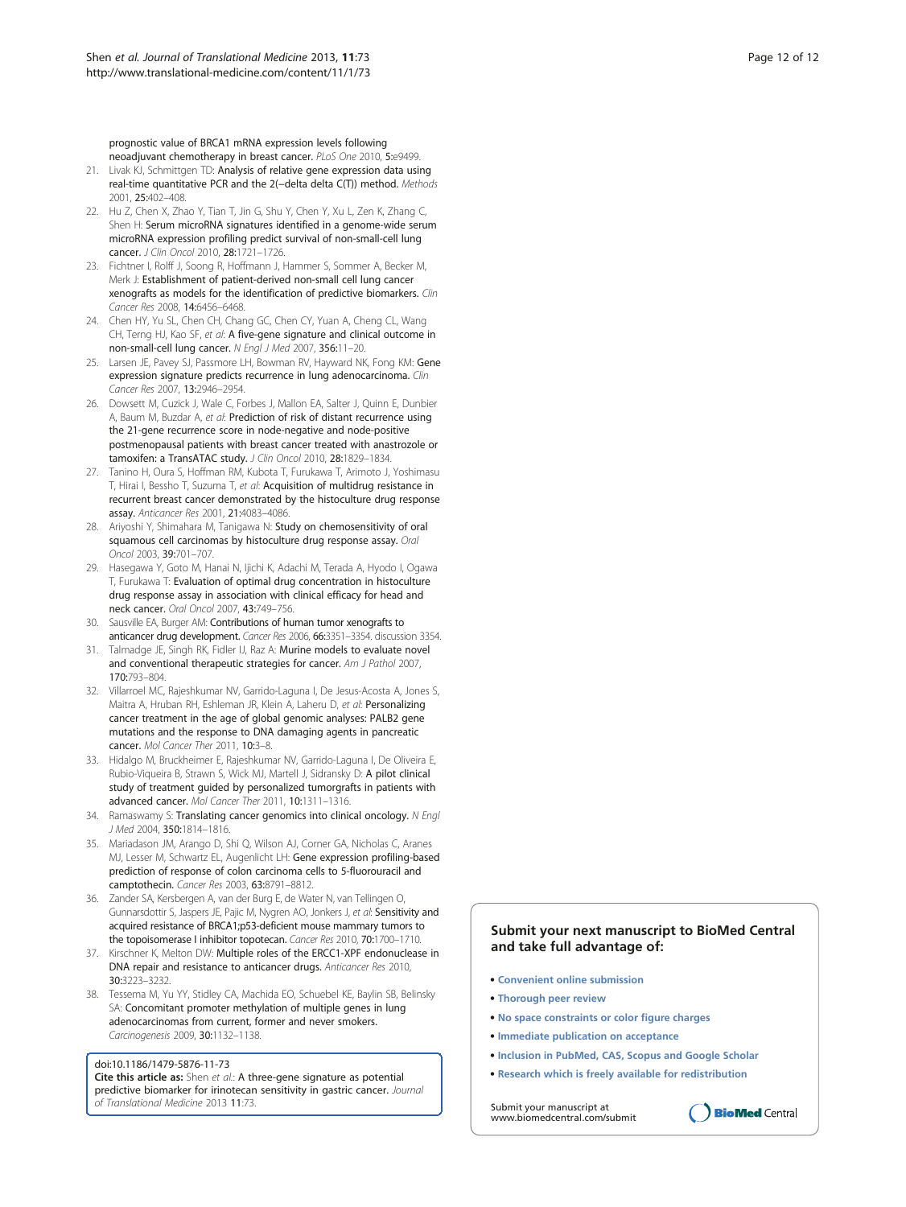prognostic value of BRCA1 mRNA expression levels following neoadjuvant chemotherapy in breast cancer. *PLoS One* 2010, **5**:e9499.

21. Livak KJ, Schmittgen TD: Analysis of relative gene expression data using real-time quantitative PCR and the 2(−delta delta C(T)) method. *Methods* 2001, **25**:402–408.
22. Hu Z, Chen X, Zhao Y, Tian T, Jin G, Shu Y, Chen Y, Xu L, Zen K, Zhang C, Shen H: Serum microRNA signatures identified in a genome-wide serum microRNA expression profiling predict survival of non-small-cell lung cancer. *J Clin Oncol* 2010, **28**:1721–1726.
23. Fichtner I, Rolff J, Soong R, Hoffmann J, Hammer S, Sommer A, Becker M, Merk J: Establishment of patient-derived non-small cell lung cancer xenografts as models for the identification of predictive biomarkers. *Clin Cancer Res* 2008, **14**:6456–6468.
24. Chen HY, Yu SL, Chen CH, Chang GC, Chen CY, Yuan A, Cheng CL, Wang CH, Terng HJ, Kao SF, *et al*: A five-gene signature and clinical outcome in non-small-cell lung cancer. *N Engl J Med* 2007, **356**:11–20.
25. Larsen JE, Pavey SJ, Passmore LH, Bowman RV, Hayward NK, Fong KM: Gene expression signature predicts recurrence in lung adenocarcinoma. *Clin Cancer Res* 2007, **13**:2946–2954.
26. Dowsett M, Cuzick J, Wale C, Forbes J, Mallon EA, Salter J, Quinn E, Dunbier A, Baum M, Buzdar A, *et al*: Prediction of risk of distant recurrence using the 21-gene recurrence score in node-negative and node-positive postmenopausal patients with breast cancer treated with anastrozole or tamoxifen: a TransATAC study. *J Clin Oncol* 2010, **28**:1829–1834.
27. Tanino H, Oura S, Hoffman RM, Kubota T, Furukawa T, Arimoto J, Yoshimasu T, Hirai I, Bessho T, Suzuma T, *et al*: Acquisition of multidrug resistance in recurrent breast cancer demonstrated by the histoculture drug response assay. *Anticancer Res* 2001, **21**:4083–4086.
28. Ariyoshi Y, Shimahara M, Tanigawa N: Study on chemosensitivity of oral squamous cell carcinomas by histoculture drug response assay. *Oral Oncol* 2003, **39**:701–707.
29. Hasegawa Y, Goto M, Hanai N, Ijichi K, Adachi M, Terada A, Hyodo I, Ogawa T, Furukawa T: Evaluation of optimal drug concentration in histoculture drug response assay in association with clinical efficacy for head and neck cancer. *Oral Oncol* 2007, **43**:749–756.
30. Sausville EA, Burger AM: Contributions of human tumor xenografts to anticancer drug development. *Cancer Res* 2006, **66**:3351–3354. discussion 3354.
31. Talmadge JE, Singh RK, Fidler IJ, Raz A: Murine models to evaluate novel and conventional therapeutic strategies for cancer. *Am J Pathol* 2007, **170**:793–804.
32. Villarroel MC, Rajeshkumar NV, Garrido-Laguna I, De Jesus-Acosta A, Jones S, Maitra A, Hruban RH, Eshleman JR, Klein A, Laheru D, *et al*: Personalizing cancer treatment in the age of global genomic analyses: PALB2 gene mutations and the response to DNA damaging agents in pancreatic cancer. *Mol Cancer Ther* 2011, **10**:3–8.
33. Hidalgo M, Bruckheimer E, Rajeshkumar NV, Garrido-Laguna I, De Oliveira E, Rubio-Viqueira B, Strawn S, Wick MJ, Martell J, Sidransky D: A pilot clinical study of treatment guided by personalized tumorgrafts in patients with advanced cancer. *Mol Cancer Ther* 2011, **10**:1311–1316.
34. Ramaswamy S: Translating cancer genomics into clinical oncology. *N Engl J Med* 2004, **350**:1814–1816.
35. Mariadason JM, Arango D, Shi Q, Wilson AJ, Corner GA, Nicholas C, Aranes MJ, Lesser M, Schwartz EL, Augenlicht LH: Gene expression profiling-based prediction of response of colon carcinoma cells to 5-fluorouracil and camptothecin. *Cancer Res* 2003, **63**:8791–8812.
36. Zander SA, Kersbergen A, van der Burg E, de Water N, van Tellingen O, Gunnarsdottir S, Jaspers JE, Pajic M, Nygren AO, Jonkers J, *et al*: Sensitivity and acquired resistance of BRCA1;p53-deficient mouse mammary tumors to the topoisomerase I inhibitor topotecan. *Cancer Res* 2010, **70**:1700–1710.
37. Kirschner K, Melton DW: Multiple roles of the ERCC1-XPF endonuclease in DNA repair and resistance to anticancer drugs. *Anticancer Res* 2010, **30**:3223–3232.
38. Tessema M, Yu YY, Stidley CA, Machida EO, Schuebel KE, Baylin SB, Belinsky SA: Concomitant promoter methylation of multiple genes in lung adenocarcinomas from current, former and never smokers. *Carcinogenesis* 2009, **30**:1132–1138.

doi:10.1186/1479-5876-11-73

**Cite this article as:** Shen *et al.*: A three-gene signature as potential predictive biomarker for irinotecan sensitivity in gastric cancer. *Journal of Translational Medicine* 2013 **11**:73.